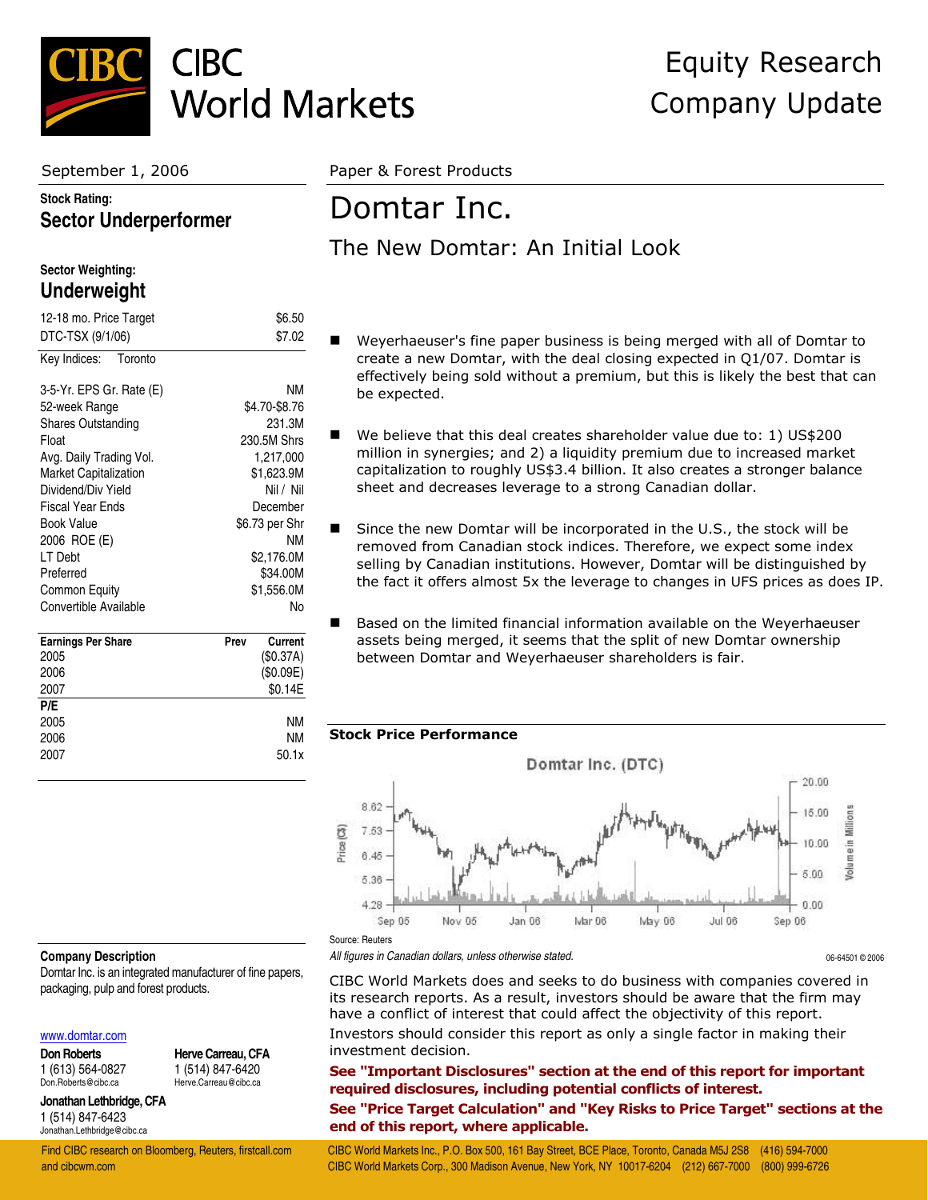# CIBC World Markets

## Equity Research Company Update

September 1, 2006

Paper & Forest Products

# Domtar Inc.

## The New Domtar: An Initial Look

**Stock Rating:**
**Sector Underperformer**

**Sector Weighting:**
**Underweight**

| | |
|---|---|
| 12-18 mo. Price Target | $6.50 |
| DTC-TSX (9/1/06) | $7.02 |

Key Indices: Toronto

| | |
|---|---|
| 3-5-Yr. EPS Gr. Rate (E) | NM |
| 52-week Range | $4.70-$8.76 |
| Shares Outstanding | 231.3M |
| Float | 230.5M Shrs |
| Avg. Daily Trading Vol. | 1,217,000 |
| Market Capitalization | $1,623.9M |
| Dividend/Div Yield | Nil / Nil |
| Fiscal Year Ends | December |
| Book Value | $6.73 per Shr |
| 2006 ROE (E) | NM |
| LT Debt | $2,176.0M |
| Preferred | $34.00M |
| Common Equity | $1,556.0M |
| Convertible Available | No |

| Earnings Per Share | Prev | Current |
|---|---|---|
| 2005 | | ($0.37A) |
| 2006 | | ($0.09E) |
| 2007 | | $0.14E |
| **P/E** | | |
| 2005 | | NM |
| 2006 | | NM |
| 2007 | | 50.1x |

- Weyerhaeuser's fine paper business is being merged with all of Domtar to create a new Domtar, with the deal closing expected in Q1/07. Domtar is effectively being sold without a premium, but this is likely the best that can be expected.

- We believe that this deal creates shareholder value due to: 1) US$200 million in synergies; and 2) a liquidity premium due to increased market capitalization to roughly US$3.4 billion. It also creates a stronger balance sheet and decreases leverage to a strong Canadian dollar.

- Since the new Domtar will be incorporated in the U.S., the stock will be removed from Canadian stock indices. Therefore, we expect some index selling by Canadian institutions. However, Domtar will be distinguished by the fact it offers almost 5x the leverage to changes in UFS prices as does IP.

- Based on the limited financial information available on the Weyerhaeuser assets being merged, it seems that the split of new Domtar ownership between Domtar and Weyerhaeuser shareholders is fair.

**Stock Price Performance**

Source: Reuters

*All figures in Canadian dollars, unless otherwise stated.*

06-64501 © 2006

**Company Description**
Domtar Inc. is an integrated manufacturer of fine papers, packaging, pulp and forest products.

www.domtar.com

**Don Roberts**
1 (613) 564-0827
Don.Roberts@cibc.ca

**Herve Carreau, CFA**
1 (514) 847-6420
Herve.Carreau@cibc.ca

**Jonathan Lethbridge, CFA**
1 (514) 847-6423
Jonathan.Lethbridge@cibc.ca

CIBC World Markets does and seeks to do business with companies covered in its research reports. As a result, investors should be aware that the firm may have a conflict of interest that could affect the objectivity of this report. Investors should consider this report as only a single factor in making their investment decision.

**See "Important Disclosures" section at the end of this report for important required disclosures, including potential conflicts of interest.**

**See "Price Target Calculation" and "Key Risks to Price Target" sections at the end of this report, where applicable.**

Find CIBC research on Bloomberg, Reuters, firstcall.com and cibcwm.com

CIBC World Markets Inc., P.O. Box 500, 161 Bay Street, BCE Place, Toronto, Canada M5J 2S8 (416) 594-7000
CIBC World Markets Corp., 300 Madison Avenue, New York, NY 10017-6204 (212) 667-7000 (800) 999-6726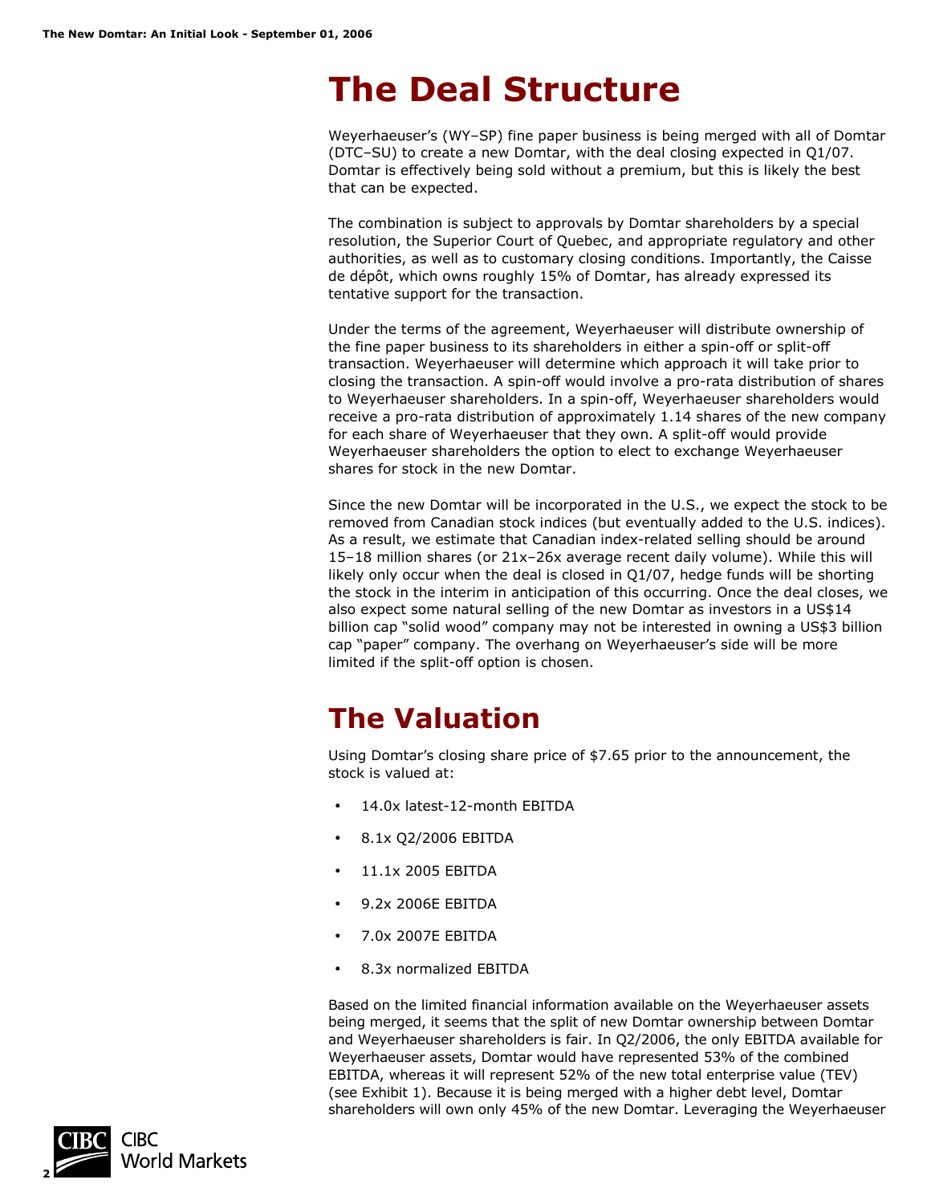# The Deal Structure

Weyerhaeuser's (WY–SP) fine paper business is being merged with all of Domtar (DTC–SU) to create a new Domtar, with the deal closing expected in Q1/07. Domtar is effectively being sold without a premium, but this is likely the best that can be expected.

The combination is subject to approvals by Domtar shareholders by a special resolution, the Superior Court of Quebec, and appropriate regulatory and other authorities, as well as to customary closing conditions. Importantly, the Caisse de dépôt, which owns roughly 15% of Domtar, has already expressed its tentative support for the transaction.

Under the terms of the agreement, Weyerhaeuser will distribute ownership of the fine paper business to its shareholders in either a spin-off or split-off transaction. Weyerhaeuser will determine which approach it will take prior to closing the transaction. A spin-off would involve a pro-rata distribution of shares to Weyerhaeuser shareholders. In a spin-off, Weyerhaeuser shareholders would receive a pro-rata distribution of approximately 1.14 shares of the new company for each share of Weyerhaeuser that they own. A split-off would provide Weyerhaeuser shareholders the option to elect to exchange Weyerhaeuser shares for stock in the new Domtar.

Since the new Domtar will be incorporated in the U.S., we expect the stock to be removed from Canadian stock indices (but eventually added to the U.S. indices). As a result, we estimate that Canadian index-related selling should be around 15–18 million shares (or 21x–26x average recent daily volume). While this will likely only occur when the deal is closed in Q1/07, hedge funds will be shorting the stock in the interim in anticipation of this occurring. Once the deal closes, we also expect some natural selling of the new Domtar as investors in a US$14 billion cap "solid wood" company may not be interested in owning a US$3 billion cap "paper" company. The overhang on Weyerhaeuser's side will be more limited if the split-off option is chosen.

# The Valuation

Using Domtar's closing share price of $7.65 prior to the announcement, the stock is valued at:

- 14.0x latest-12-month EBITDA
- 8.1x Q2/2006 EBITDA
- 11.1x 2005 EBITDA
- 9.2x 2006E EBITDA
- 7.0x 2007E EBITDA
- 8.3x normalized EBITDA

Based on the limited financial information available on the Weyerhaeuser assets being merged, it seems that the split of new Domtar ownership between Domtar and Weyerhaeuser shareholders is fair. In Q2/2006, the only EBITDA available for Weyerhaeuser assets, Domtar would have represented 53% of the combined EBITDA, whereas it will represent 52% of the new total enterprise value (TEV) (see Exhibit 1). Because it is being merged with a higher debt level, Domtar shareholders will own only 45% of the new Domtar. Leveraging the Weyerhaeuser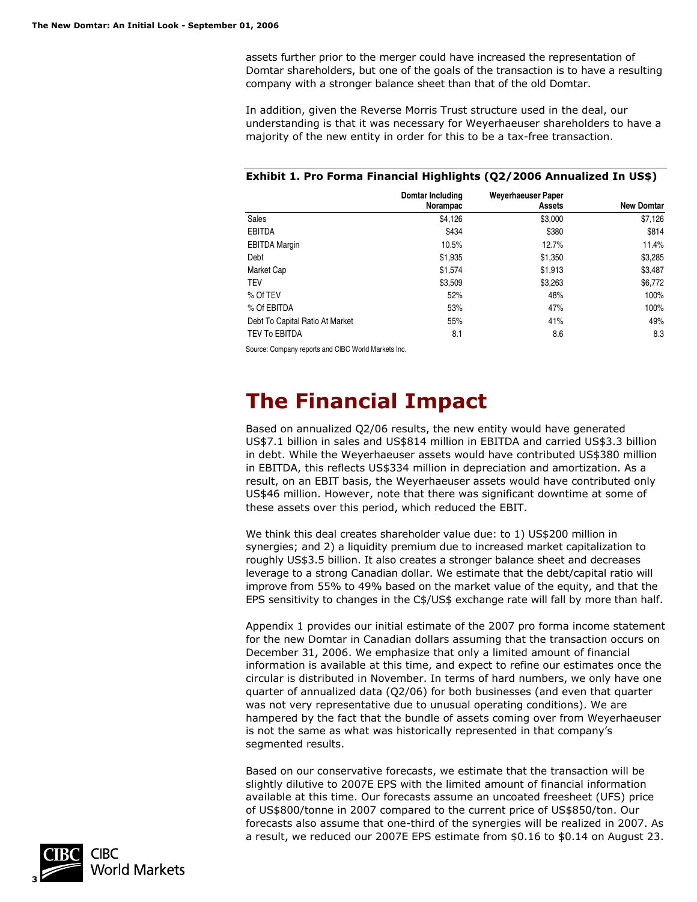assets further prior to the merger could have increased the representation of Domtar shareholders, but one of the goals of the transaction is to have a resulting company with a stronger balance sheet than that of the old Domtar.

In addition, given the Reverse Morris Trust structure used in the deal, our understanding is that it was necessary for Weyerhaeuser shareholders to have a majority of the new entity in order for this to be a tax-free transaction.

**Exhibit 1. Pro Forma Financial Highlights (Q2/2006 Annualized In US$)**

| | Domtar Including Norampac | Weyerhaeuser Paper Assets | New Domtar |
|---|---|---|---|
| Sales | $4,126 | $3,000 | $7,126 |
| EBITDA | $434 | $380 | $814 |
| EBITDA Margin | 10.5% | 12.7% | 11.4% |
| Debt | $1,935 | $1,350 | $3,285 |
| Market Cap | $1,574 | $1,913 | $3,487 |
| TEV | $3,509 | $3,263 | $6,772 |
| % Of TEV | 52% | 48% | 100% |
| % Of EBITDA | 53% | 47% | 100% |
| Debt To Capital Ratio At Market | 55% | 41% | 49% |
| TEV To EBITDA | 8.1 | 8.6 | 8.3 |

Source: Company reports and CIBC World Markets Inc.

# The Financial Impact

Based on annualized Q2/06 results, the new entity would have generated US$7.1 billion in sales and US$814 million in EBITDA and carried US$3.3 billion in debt. While the Weyerhaeuser assets would have contributed US$380 million in EBITDA, this reflects US$334 million in depreciation and amortization. As a result, on an EBIT basis, the Weyerhaeuser assets would have contributed only US$46 million. However, note that there was significant downtime at some of these assets over this period, which reduced the EBIT.

We think this deal creates shareholder value due: to 1) US$200 million in synergies; and 2) a liquidity premium due to increased market capitalization to roughly US$3.5 billion. It also creates a stronger balance sheet and decreases leverage to a strong Canadian dollar. We estimate that the debt/capital ratio will improve from 55% to 49% based on the market value of the equity, and that the EPS sensitivity to changes in the C$/US$ exchange rate will fall by more than half.

Appendix 1 provides our initial estimate of the 2007 pro forma income statement for the new Domtar in Canadian dollars assuming that the transaction occurs on December 31, 2006. We emphasize that only a limited amount of financial information is available at this time, and expect to refine our estimates once the circular is distributed in November. In terms of hard numbers, we only have one quarter of annualized data (Q2/06) for both businesses (and even that quarter was not very representative due to unusual operating conditions). We are hampered by the fact that the bundle of assets coming over from Weyerhaeuser is not the same as what was historically represented in that company's segmented results.

Based on our conservative forecasts, we estimate that the transaction will be slightly dilutive to 2007E EPS with the limited amount of financial information available at this time. Our forecasts assume an uncoated freesheet (UFS) price of US$800/tonne in 2007 compared to the current price of US$850/ton. Our forecasts also assume that one-third of the synergies will be realized in 2007. As a result, we reduced our 2007E EPS estimate from $0.16 to $0.14 on August 23.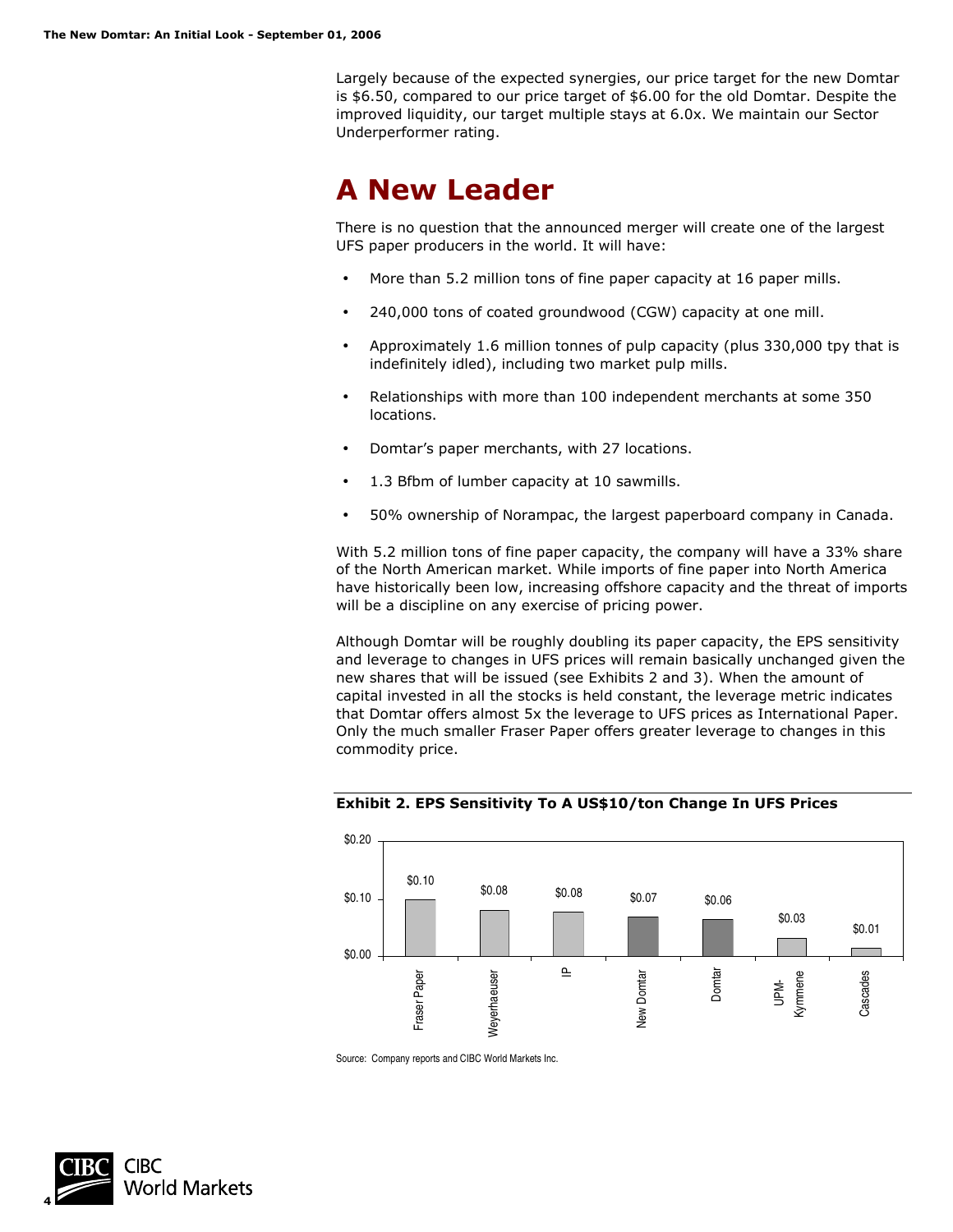Largely because of the expected synergies, our price target for the new Domtar is $6.50, compared to our price target of $6.00 for the old Domtar. Despite the improved liquidity, our target multiple stays at 6.0x. We maintain our Sector Underperformer rating.

# A New Leader

There is no question that the announced merger will create one of the largest UFS paper producers in the world. It will have:

- More than 5.2 million tons of fine paper capacity at 16 paper mills.
- 240,000 tons of coated groundwood (CGW) capacity at one mill.
- Approximately 1.6 million tonnes of pulp capacity (plus 330,000 tpy that is indefinitely idled), including two market pulp mills.
- Relationships with more than 100 independent merchants at some 350 locations.
- Domtar's paper merchants, with 27 locations.
- 1.3 Bfbm of lumber capacity at 10 sawmills.
- 50% ownership of Norampac, the largest paperboard company in Canada.

With 5.2 million tons of fine paper capacity, the company will have a 33% share of the North American market. While imports of fine paper into North America have historically been low, increasing offshore capacity and the threat of imports will be a discipline on any exercise of pricing power.

Although Domtar will be roughly doubling its paper capacity, the EPS sensitivity and leverage to changes in UFS prices will remain basically unchanged given the new shares that will be issued (see Exhibits 2 and 3). When the amount of capital invested in all the stocks is held constant, the leverage metric indicates that Domtar offers almost 5x the leverage to UFS prices as International Paper. Only the much smaller Fraser Paper offers greater leverage to changes in this commodity price.

**Exhibit 2. EPS Sensitivity To A US$10/ton Change In UFS Prices**

| Company | EPS Sensitivity |
|---|---|
| Fraser Paper | $0.10 |
| Weyerhaeuser | $0.08 |
| IP | $0.08 |
| New Domtar | $0.07 |
| Domtar | $0.06 |
| UPM-Kymmene | $0.03 |
| Cascades | $0.01 |

Source: Company reports and CIBC World Markets Inc.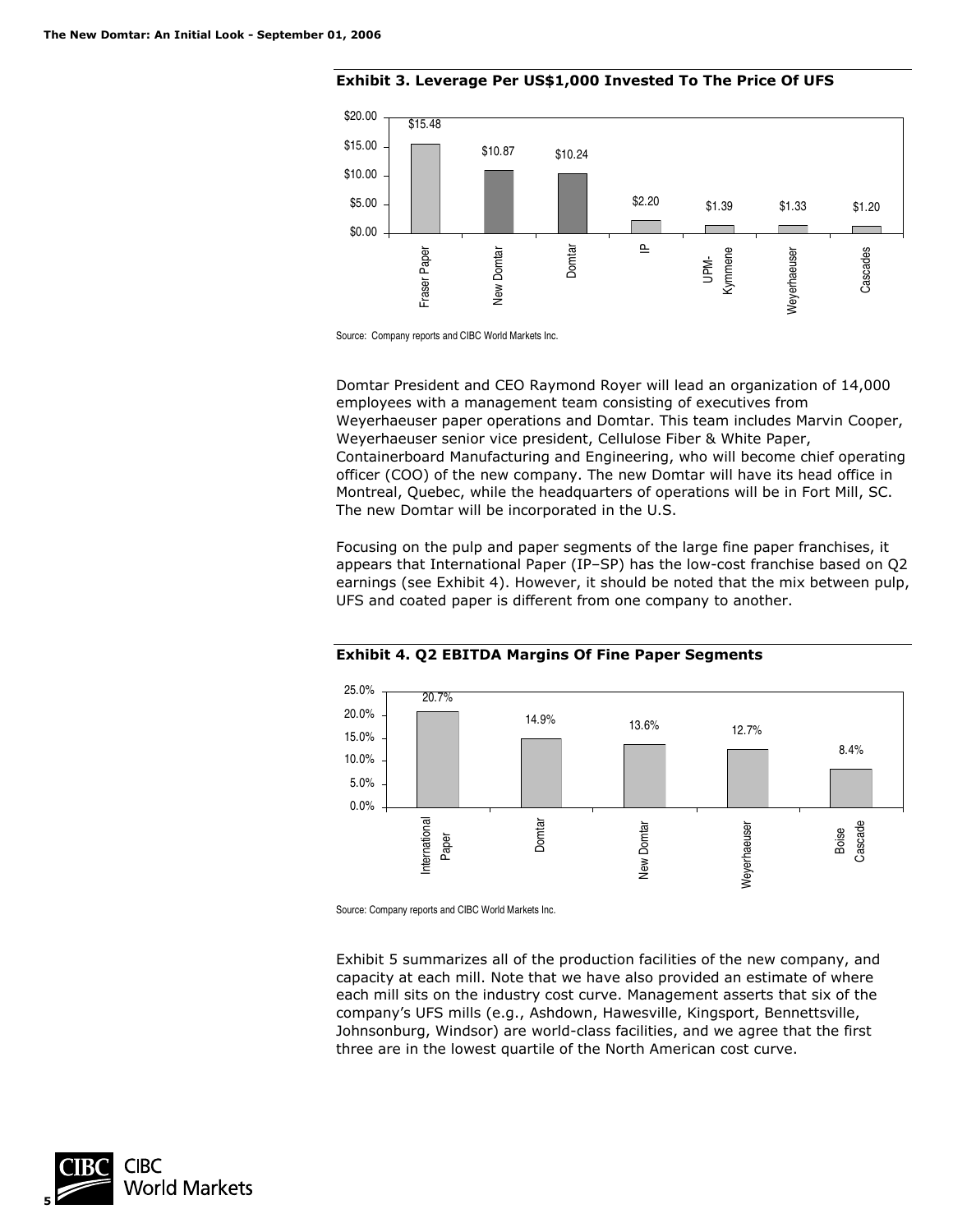**Exhibit 3. Leverage Per US$1,000 Invested To The Price Of UFS**

| Company | Leverage |
|---|---|
| Fraser Paper | $15.48 |
| New Domtar | $10.87 |
| Domtar | $10.24 |
| IP | $2.20 |
| UPM-Kymmene | $1.39 |
| Weyerhaeuser | $1.33 |
| Cascades | $1.20 |

Source: Company reports and CIBC World Markets Inc.

Domtar President and CEO Raymond Royer will lead an organization of 14,000 employees with a management team consisting of executives from Weyerhaeuser paper operations and Domtar. This team includes Marvin Cooper, Weyerhaeuser senior vice president, Cellulose Fiber & White Paper, Containerboard Manufacturing and Engineering, who will become chief operating officer (COO) of the new company. The new Domtar will have its head office in Montreal, Quebec, while the headquarters of operations will be in Fort Mill, SC. The new Domtar will be incorporated in the U.S.

Focusing on the pulp and paper segments of the large fine paper franchises, it appears that International Paper (IP–SP) has the low-cost franchise based on Q2 earnings (see Exhibit 4). However, it should be noted that the mix between pulp, UFS and coated paper is different from one company to another.

**Exhibit 4. Q2 EBITDA Margins Of Fine Paper Segments**

| Company | Q2 EBITDA Margin |
|---|---|
| International Paper | 20.7% |
| Domtar | 14.9% |
| New Domtar | 13.6% |
| Weyerhaeuser | 12.7% |
| Boise Cascade | 8.4% |

Source: Company reports and CIBC World Markets Inc.

Exhibit 5 summarizes all of the production facilities of the new company, and capacity at each mill. Note that we have also provided an estimate of where each mill sits on the industry cost curve. Management asserts that six of the company's UFS mills (e.g., Ashdown, Hawesville, Kingsport, Bennettsville, Johnsonburg, Windsor) are world-class facilities, and we agree that the first three are in the lowest quartile of the North American cost curve.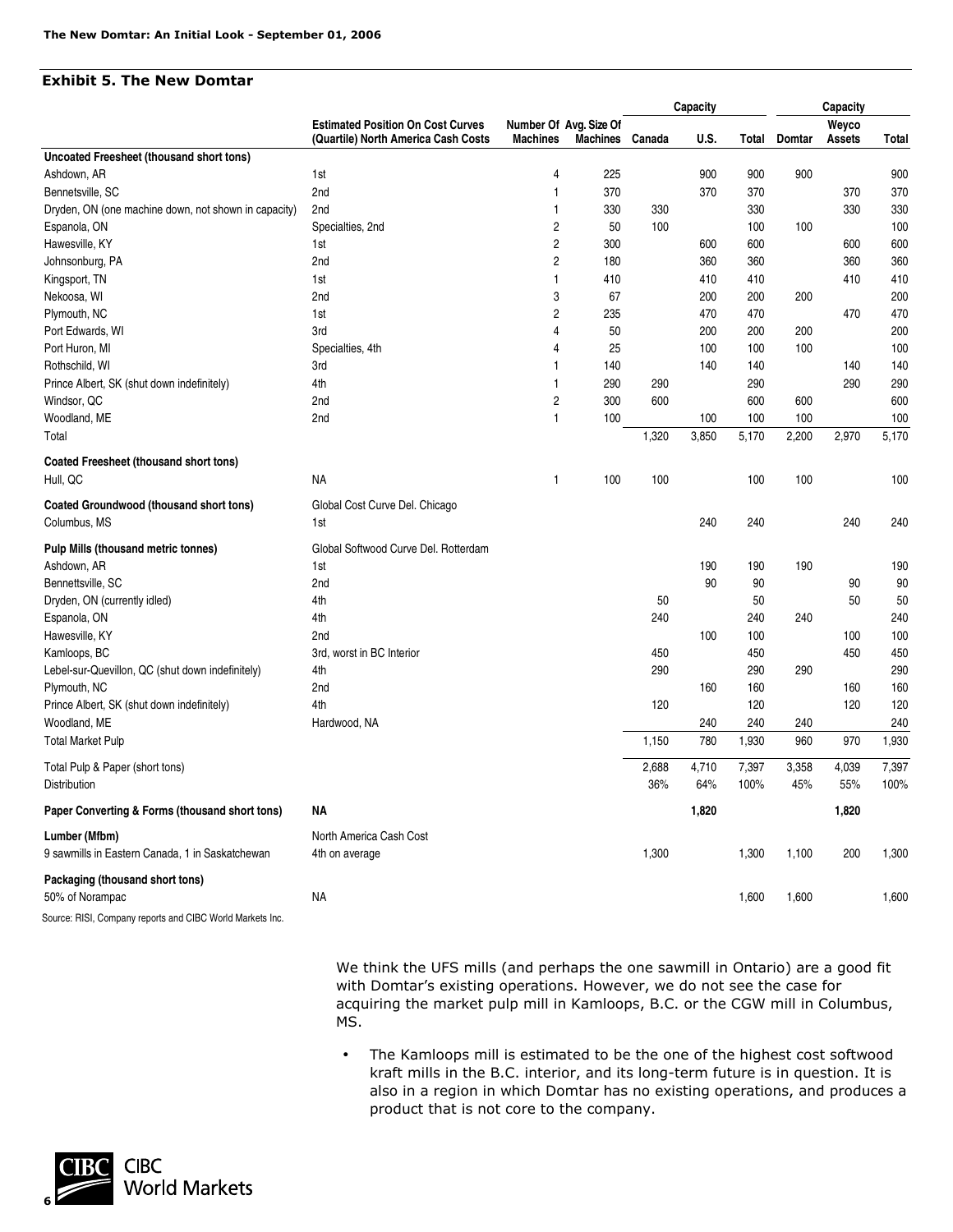### Exhibit 5. The New Domtar

| | Estimated Position On Cost Curves (Quartile) North America Cash Costs | Number Of Machines | Avg. Size Of Machines | Capacity Canada | Capacity U.S. | Capacity Total | Capacity Domtar | Capacity Weyco Assets | Capacity Total |
|---|---|---|---|---|---|---|---|---|---|
| **Uncoated Freesheet (thousand short tons)** | | | | | | | | | |
| Ashdown, AR | 1st | 4 | 225 | | 900 | 900 | 900 | | 900 |
| Bennetsville, SC | 2nd | 1 | 370 | | 370 | 370 | | 370 | 370 |
| Dryden, ON (one machine down, not shown in capacity) | 2nd | 1 | 330 | 330 | | 330 | | 330 | 330 |
| Espanola, ON | Specialties, 2nd | 2 | 50 | 100 | | 100 | 100 | | 100 |
| Hawesville, KY | 1st | 2 | 300 | | 600 | 600 | | 600 | 600 |
| Johnsonburg, PA | 2nd | 2 | 180 | | 360 | 360 | | 360 | 360 |
| Kingsport, TN | 1st | 1 | 410 | | 410 | 410 | | 410 | 410 |
| Nekoosa, WI | 2nd | 3 | 67 | | 200 | 200 | 200 | | 200 |
| Plymouth, NC | 1st | 2 | 235 | | 470 | 470 | | 470 | 470 |
| Port Edwards, WI | 3rd | 4 | 50 | | 200 | 200 | 200 | | 200 |
| Port Huron, MI | Specialties, 4th | 4 | 25 | | 100 | 100 | 100 | | 100 |
| Rothschild, WI | 3rd | 1 | 140 | | 140 | 140 | | 140 | 140 |
| Prince Albert, SK (shut down indefinitely) | 4th | 1 | 290 | 290 | | 290 | | 290 | 290 |
| Windsor, QC | 2nd | 2 | 300 | 600 | | 600 | 600 | | 600 |
| Woodland, ME | 2nd | 1 | 100 | | 100 | 100 | 100 | | 100 |
| Total | | | | 1,320 | 3,850 | 5,170 | 2,200 | 2,970 | 5,170 |
| **Coated Freesheet (thousand short tons)** | | | | | | | | | |
| Hull, QC | NA | 1 | 100 | 100 | | 100 | 100 | | 100 |
| **Coated Groundwood (thousand short tons)** | Global Cost Curve Del. Chicago | | | | | | | | |
| Columbus, MS | 1st | | | | 240 | 240 | | 240 | 240 |
| **Pulp Mills (thousand metric tonnes)** | Global Softwood Curve Del. Rotterdam | | | | | | | | |
| Ashdown, AR | 1st | | | | 190 | 190 | 190 | | 190 |
| Bennettsville, SC | 2nd | | | | 90 | 90 | | 90 | 90 |
| Dryden, ON (currently idled) | 4th | | | 50 | | 50 | | 50 | 50 |
| Espanola, ON | 4th | | | 240 | | 240 | 240 | | 240 |
| Hawesville, KY | 2nd | | | | 100 | 100 | | 100 | 100 |
| Kamloops, BC | 3rd, worst in BC Interior | | | 450 | | 450 | | 450 | 450 |
| Lebel-sur-Quevillon, QC (shut down indefinitely) | 4th | | | 290 | | 290 | 290 | | 290 |
| Plymouth, NC | 2nd | | | | 160 | 160 | | 160 | 160 |
| Prince Albert, SK (shut down indefinitely) | 4th | | | 120 | | 120 | | 120 | 120 |
| Woodland, ME | Hardwood, NA | | | | 240 | 240 | 240 | | 240 |
| Total Market Pulp | | | | 1,150 | 780 | 1,930 | 960 | 970 | 1,930 |
| Total Pulp & Paper (short tons) | | | | 2,688 | 4,710 | 7,397 | 3,358 | 4,039 | 7,397 |
| Distribution | | | | 36% | 64% | 100% | 45% | 55% | 100% |
| **Paper Converting & Forms (thousand short tons)** | **NA** | | | | **1,820** | | | **1,820** | |
| **Lumber (Mfbm)** | North America Cash Cost | | | | | | | | |
| 9 sawmills in Eastern Canada, 1 in Saskatchewan | 4th on average | | | 1,300 | | 1,300 | 1,100 | 200 | 1,300 |
| **Packaging (thousand short tons)** | | | | | | | | | |
| 50% of Norampac | NA | | | | | 1,600 | 1,600 | | 1,600 |

Source: RISI, Company reports and CIBC World Markets Inc.

We think the UFS mills (and perhaps the one sawmill in Ontario) are a good fit with Domtar's existing operations. However, we do not see the case for acquiring the market pulp mill in Kamloops, B.C. or the CGW mill in Columbus, MS.

- The Kamloops mill is estimated to be the one of the highest cost softwood kraft mills in the B.C. interior, and its long-term future is in question. It is also in a region in which Domtar has no existing operations, and produces a product that is not core to the company.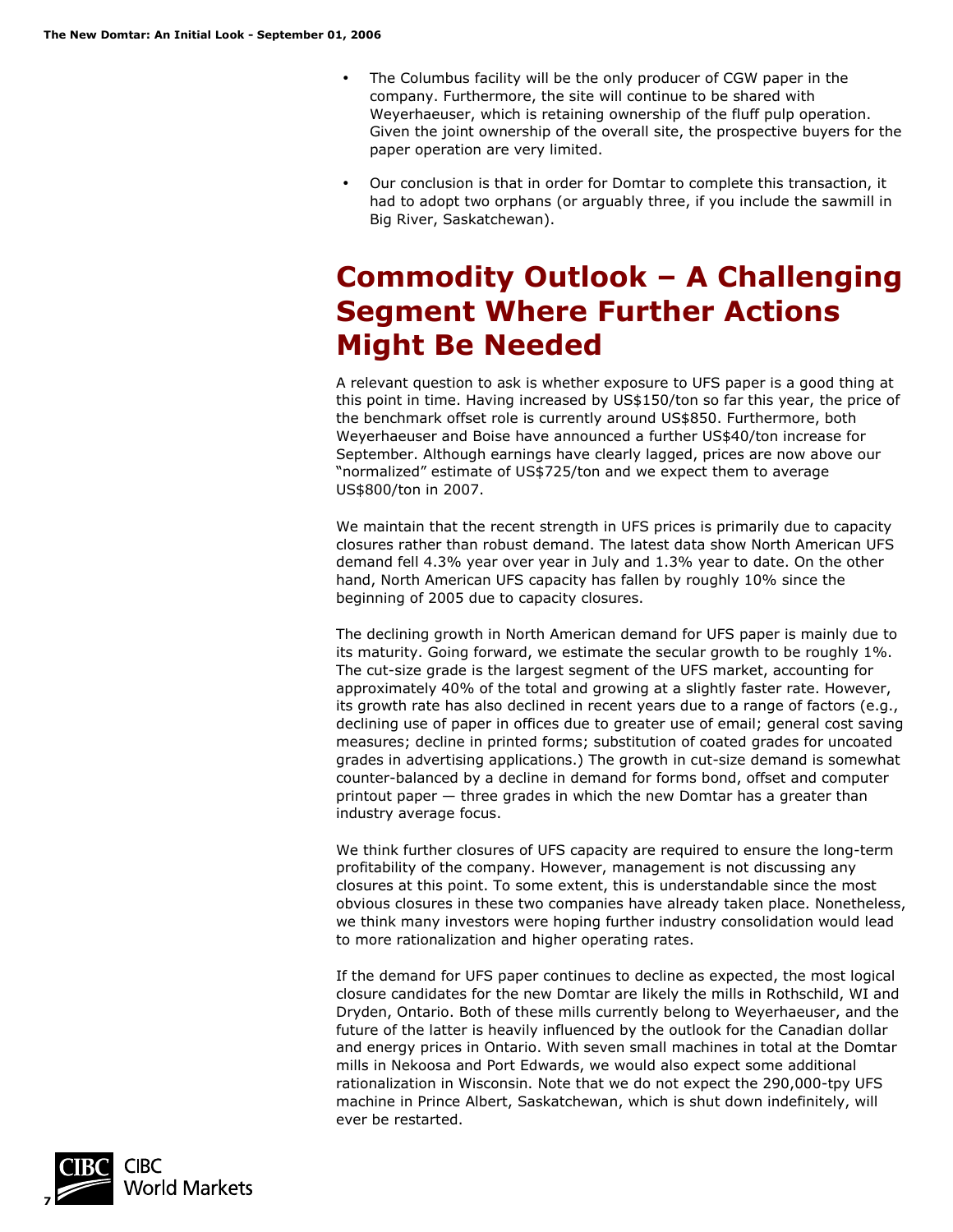- The Columbus facility will be the only producer of CGW paper in the company. Furthermore, the site will continue to be shared with Weyerhaeuser, which is retaining ownership of the fluff pulp operation. Given the joint ownership of the overall site, the prospective buyers for the paper operation are very limited.
- Our conclusion is that in order for Domtar to complete this transaction, it had to adopt two orphans (or arguably three, if you include the sawmill in Big River, Saskatchewan).

# Commodity Outlook – A Challenging Segment Where Further Actions Might Be Needed

A relevant question to ask is whether exposure to UFS paper is a good thing at this point in time. Having increased by US$150/ton so far this year, the price of the benchmark offset role is currently around US$850. Furthermore, both Weyerhaeuser and Boise have announced a further US$40/ton increase for September. Although earnings have clearly lagged, prices are now above our "normalized" estimate of US$725/ton and we expect them to average US$800/ton in 2007.

We maintain that the recent strength in UFS prices is primarily due to capacity closures rather than robust demand. The latest data show North American UFS demand fell 4.3% year over year in July and 1.3% year to date. On the other hand, North American UFS capacity has fallen by roughly 10% since the beginning of 2005 due to capacity closures.

The declining growth in North American demand for UFS paper is mainly due to its maturity. Going forward, we estimate the secular growth to be roughly 1%. The cut-size grade is the largest segment of the UFS market, accounting for approximately 40% of the total and growing at a slightly faster rate. However, its growth rate has also declined in recent years due to a range of factors (e.g., declining use of paper in offices due to greater use of email; general cost saving measures; decline in printed forms; substitution of coated grades for uncoated grades in advertising applications.) The growth in cut-size demand is somewhat counter-balanced by a decline in demand for forms bond, offset and computer printout paper — three grades in which the new Domtar has a greater than industry average focus.

We think further closures of UFS capacity are required to ensure the long-term profitability of the company. However, management is not discussing any closures at this point. To some extent, this is understandable since the most obvious closures in these two companies have already taken place. Nonetheless, we think many investors were hoping further industry consolidation would lead to more rationalization and higher operating rates.

If the demand for UFS paper continues to decline as expected, the most logical closure candidates for the new Domtar are likely the mills in Rothschild, WI and Dryden, Ontario. Both of these mills currently belong to Weyerhaeuser, and the future of the latter is heavily influenced by the outlook for the Canadian dollar and energy prices in Ontario. With seven small machines in total at the Domtar mills in Nekoosa and Port Edwards, we would also expect some additional rationalization in Wisconsin. Note that we do not expect the 290,000-tpy UFS machine in Prince Albert, Saskatchewan, which is shut down indefinitely, will ever be restarted.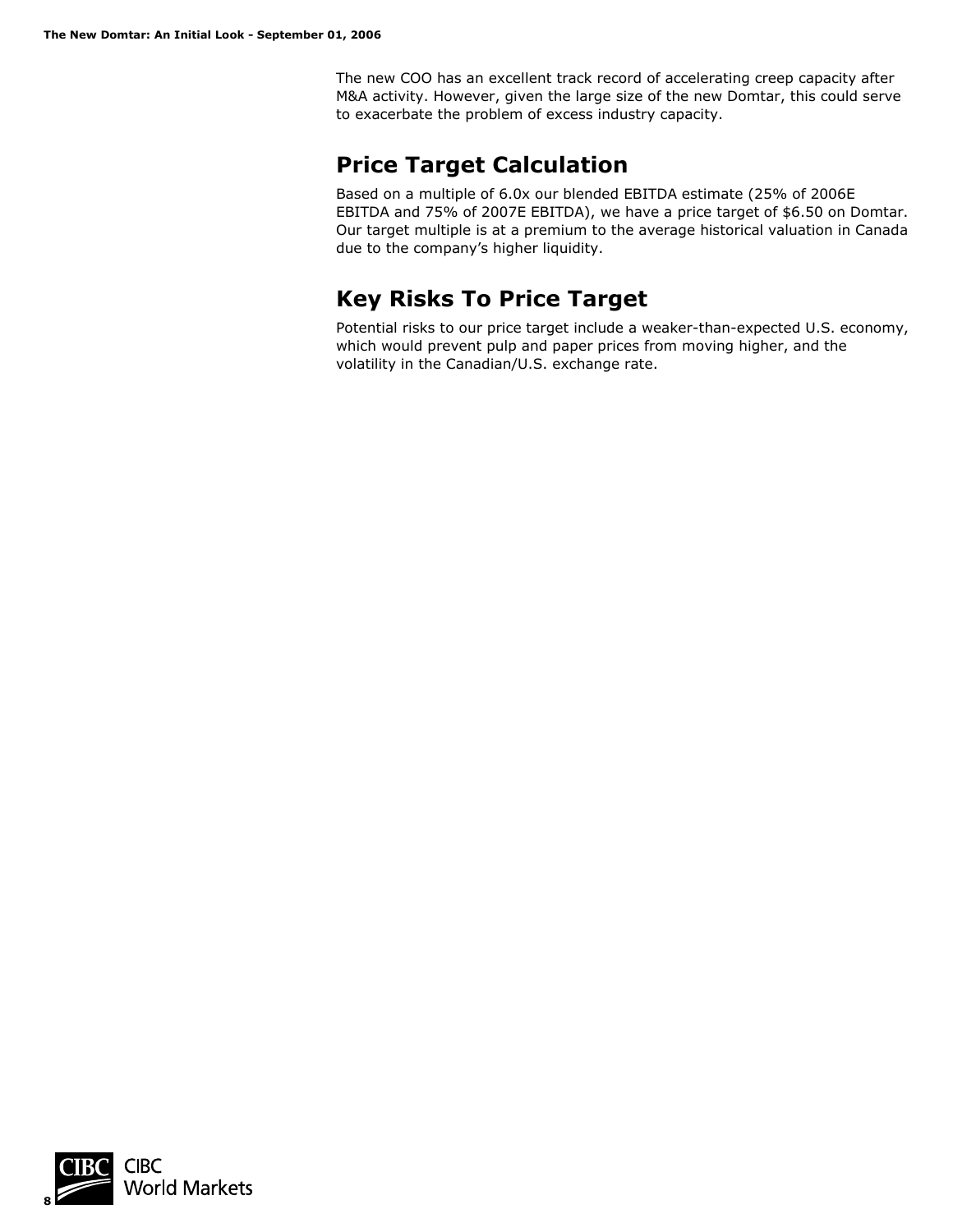The new COO has an excellent track record of accelerating creep capacity after M&A activity. However, given the large size of the new Domtar, this could serve to exacerbate the problem of excess industry capacity.

## Price Target Calculation

Based on a multiple of 6.0x our blended EBITDA estimate (25% of 2006E EBITDA and 75% of 2007E EBITDA), we have a price target of $6.50 on Domtar. Our target multiple is at a premium to the average historical valuation in Canada due to the company's higher liquidity.

## Key Risks To Price Target

Potential risks to our price target include a weaker-than-expected U.S. economy, which would prevent pulp and paper prices from moving higher, and the volatility in the Canadian/U.S. exchange rate.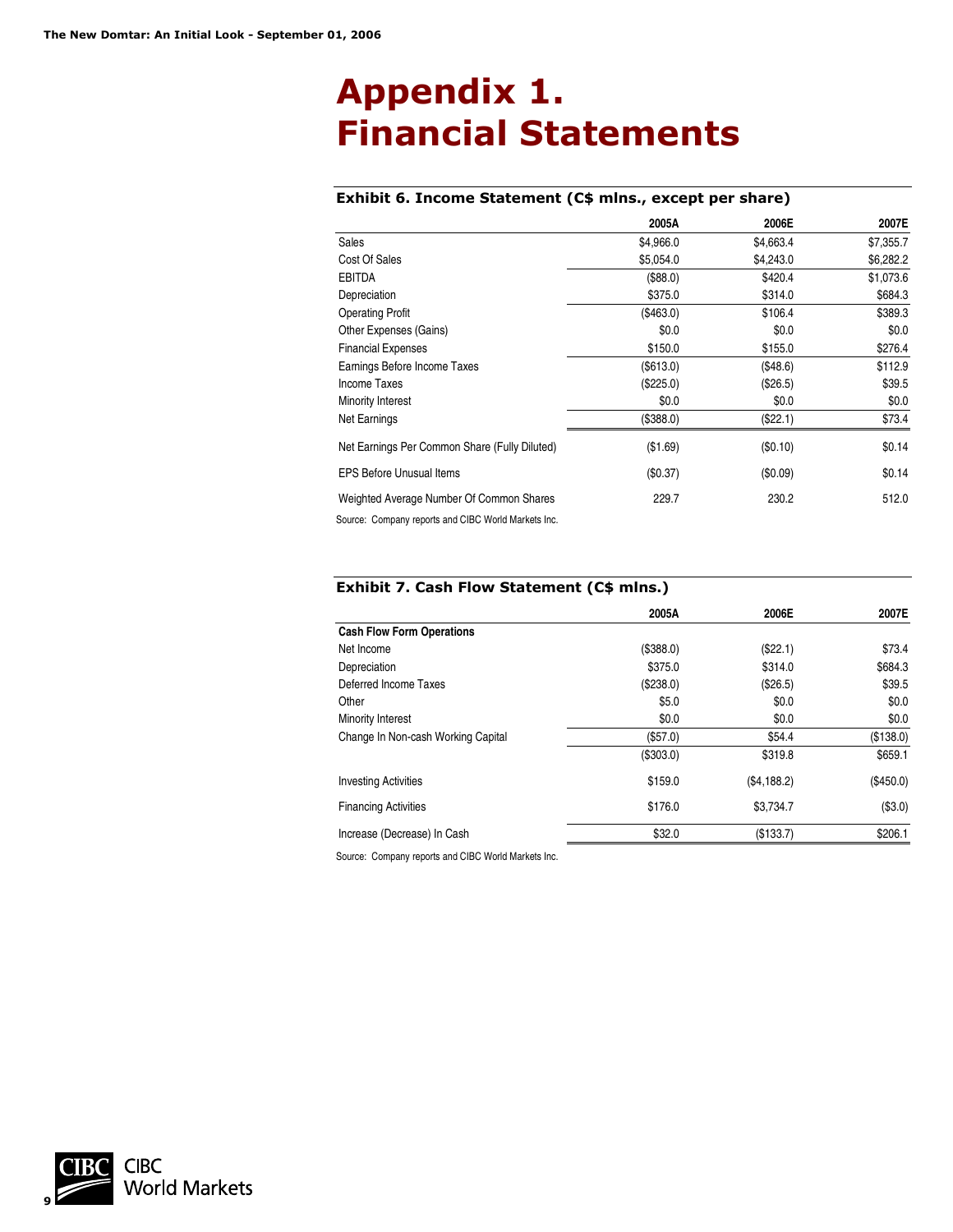# Appendix 1. Financial Statements

### Exhibit 6. Income Statement (C$ mlns., except per share)

| | 2005A | 2006E | 2007E |
|---|---|---|---|
| Sales | $4,966.0 | $4,663.4 | $7,355.7 |
| Cost Of Sales | $5,054.0 | $4,243.0 | $6,282.2 |
| EBITDA | ($88.0) | $420.4 | $1,073.6 |
| Depreciation | $375.0 | $314.0 | $684.3 |
| Operating Profit | ($463.0) | $106.4 | $389.3 |
| Other Expenses (Gains) | $0.0 | $0.0 | $0.0 |
| Financial Expenses | $150.0 | $155.0 | $276.4 |
| Earnings Before Income Taxes | ($613.0) | ($48.6) | $112.9 |
| Income Taxes | ($225.0) | ($26.5) | $39.5 |
| Minority Interest | $0.0 | $0.0 | $0.0 |
| Net Earnings | ($388.0) | ($22.1) | $73.4 |
| Net Earnings Per Common Share (Fully Diluted) | ($1.69) | ($0.10) | $0.14 |
| EPS Before Unusual Items | ($0.37) | ($0.09) | $0.14 |
| Weighted Average Number Of Common Shares | 229.7 | 230.2 | 512.0 |

Source: Company reports and CIBC World Markets Inc.

### Exhibit 7. Cash Flow Statement (C$ mlns.)

| | 2005A | 2006E | 2007E |
|---|---|---|---|
| **Cash Flow Form Operations** | | | |
| Net Income | ($388.0) | ($22.1) | $73.4 |
| Depreciation | $375.0 | $314.0 | $684.3 |
| Deferred Income Taxes | ($238.0) | ($26.5) | $39.5 |
| Other | $5.0 | $0.0 | $0.0 |
| Minority Interest | $0.0 | $0.0 | $0.0 |
| Change In Non-cash Working Capital | ($57.0) | $54.4 | ($138.0) |
| | ($303.0) | $319.8 | $659.1 |
| Investing Activities | $159.0 | ($4,188.2) | ($450.0) |
| Financing Activities | $176.0 | $3,734.7 | ($3.0) |
| Increase (Decrease) In Cash | $32.0 | ($133.7) | $206.1 |

Source: Company reports and CIBC World Markets Inc.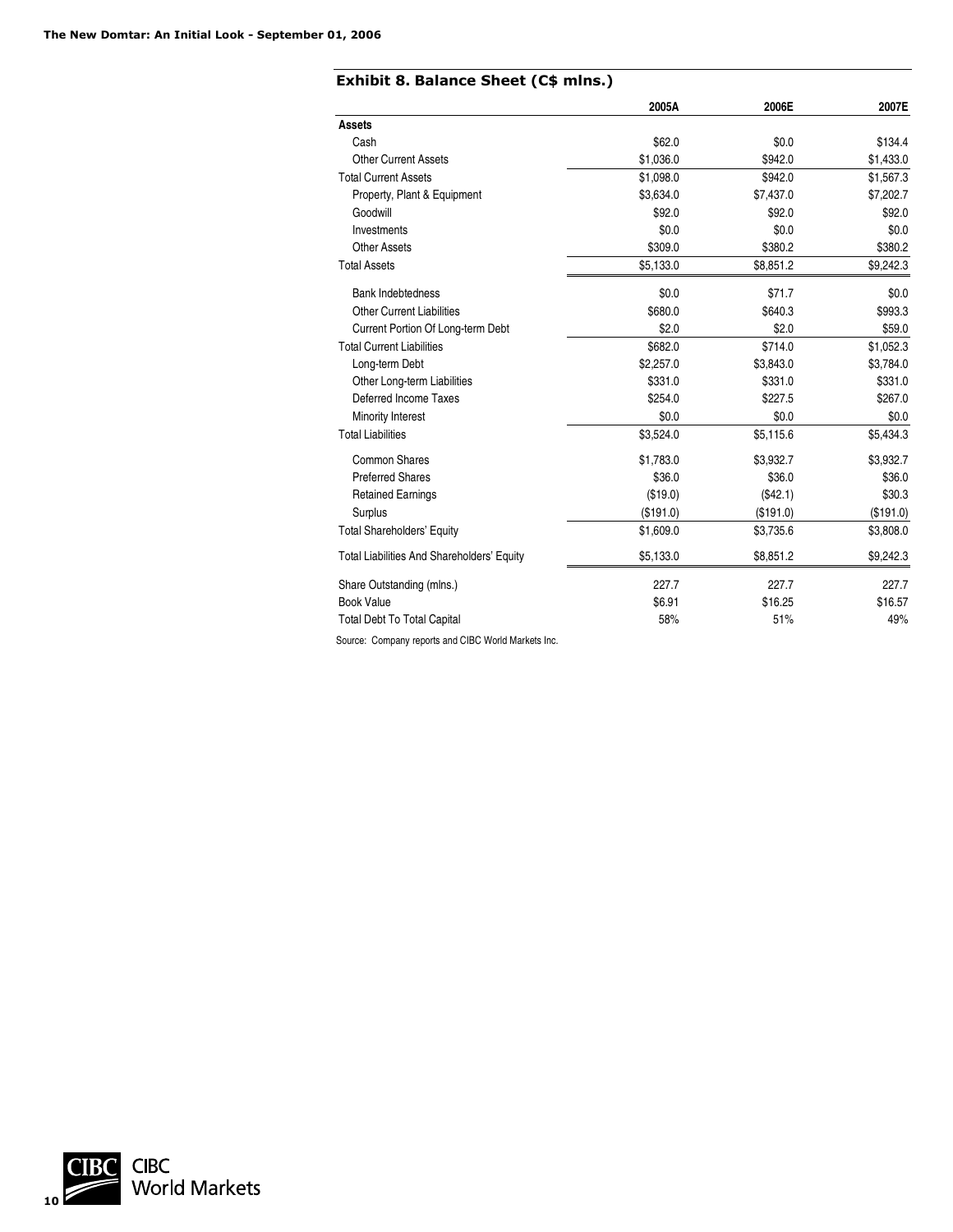### Exhibit 8. Balance Sheet (C$ mlns.)

| | 2005A | 2006E | 2007E |
|---|---|---|---|
| **Assets** | | | |
| Cash | $62.0 | $0.0 | $134.4 |
| Other Current Assets | $1,036.0 | $942.0 | $1,433.0 |
| Total Current Assets | $1,098.0 | $942.0 | $1,567.3 |
| Property, Plant & Equipment | $3,634.0 | $7,437.0 | $7,202.7 |
| Goodwill | $92.0 | $92.0 | $92.0 |
| Investments | $0.0 | $0.0 | $0.0 |
| Other Assets | $309.0 | $380.2 | $380.2 |
| Total Assets | $5,133.0 | $8,851.2 | $9,242.3 |
| Bank Indebtedness | $0.0 | $71.7 | $0.0 |
| Other Current Liabilities | $680.0 | $640.3 | $993.3 |
| Current Portion Of Long-term Debt | $2.0 | $2.0 | $59.0 |
| Total Current Liabilities | $682.0 | $714.0 | $1,052.3 |
| Long-term Debt | $2,257.0 | $3,843.0 | $3,784.0 |
| Other Long-term Liabilities | $331.0 | $331.0 | $331.0 |
| Deferred Income Taxes | $254.0 | $227.5 | $267.0 |
| Minority Interest | $0.0 | $0.0 | $0.0 |
| Total Liabilities | $3,524.0 | $5,115.6 | $5,434.3 |
| Common Shares | $1,783.0 | $3,932.7 | $3,932.7 |
| Preferred Shares | $36.0 | $36.0 | $36.0 |
| Retained Earnings | ($19.0) | ($42.1) | $30.3 |
| Surplus | ($191.0) | ($191.0) | ($191.0) |
| Total Shareholders' Equity | $1,609.0 | $3,735.6 | $3,808.0 |
| Total Liabilities And Shareholders' Equity | $5,133.0 | $8,851.2 | $9,242.3 |
| Share Outstanding (mlns.) | 227.7 | 227.7 | 227.7 |
| Book Value | $6.91 | $16.25 | $16.57 |
| Total Debt To Total Capital | 58% | 51% | 49% |

Source: Company reports and CIBC World Markets Inc.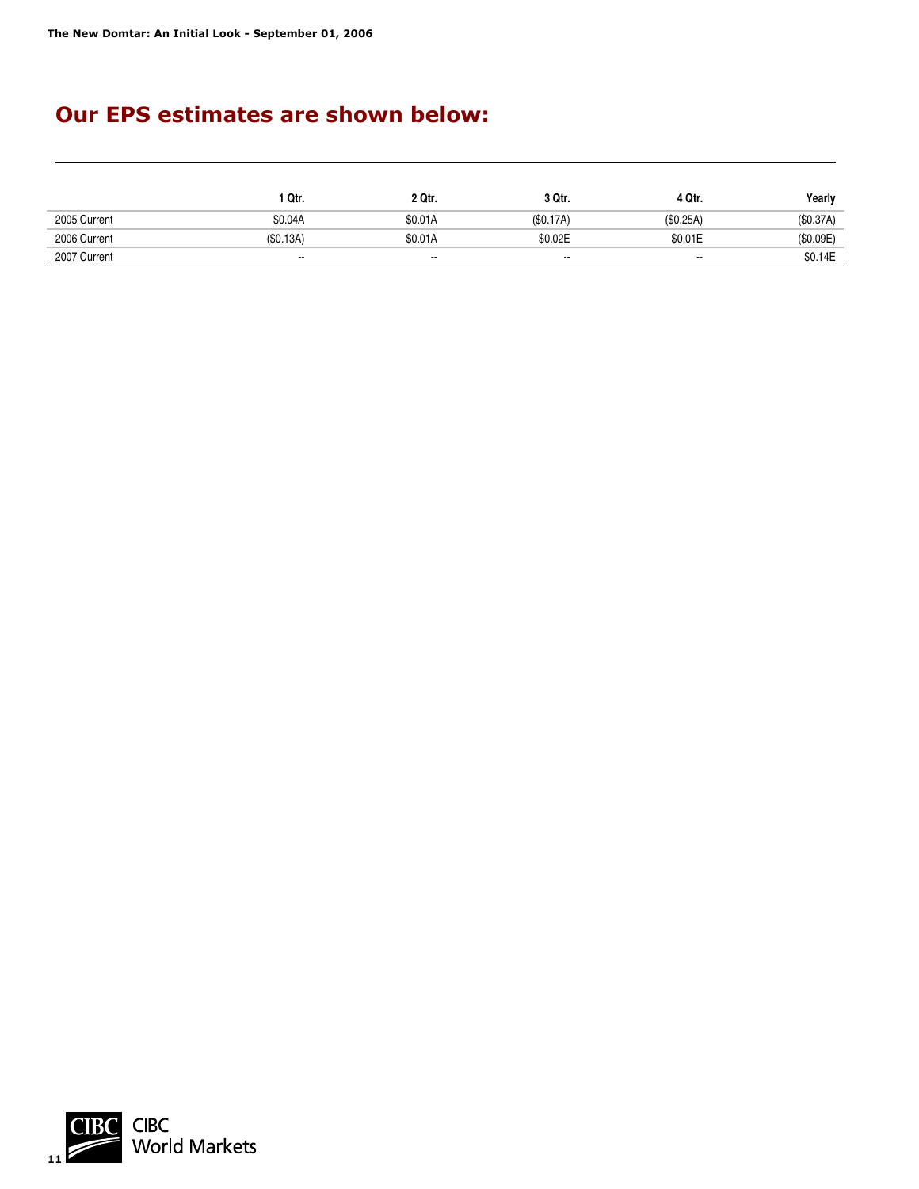## Our EPS estimates are shown below:

| | 1 Qtr. | 2 Qtr. | 3 Qtr. | 4 Qtr. | Yearly |
|---|---|---|---|---|---|
| 2005 Current | $0.04A | $0.01A | ($0.17A) | ($0.25A) | ($0.37A) |
| 2006 Current | ($0.13A) | $0.01A | $0.02E | $0.01E | ($0.09E) |
| 2007 Current | -- | -- | -- | -- | $0.14E |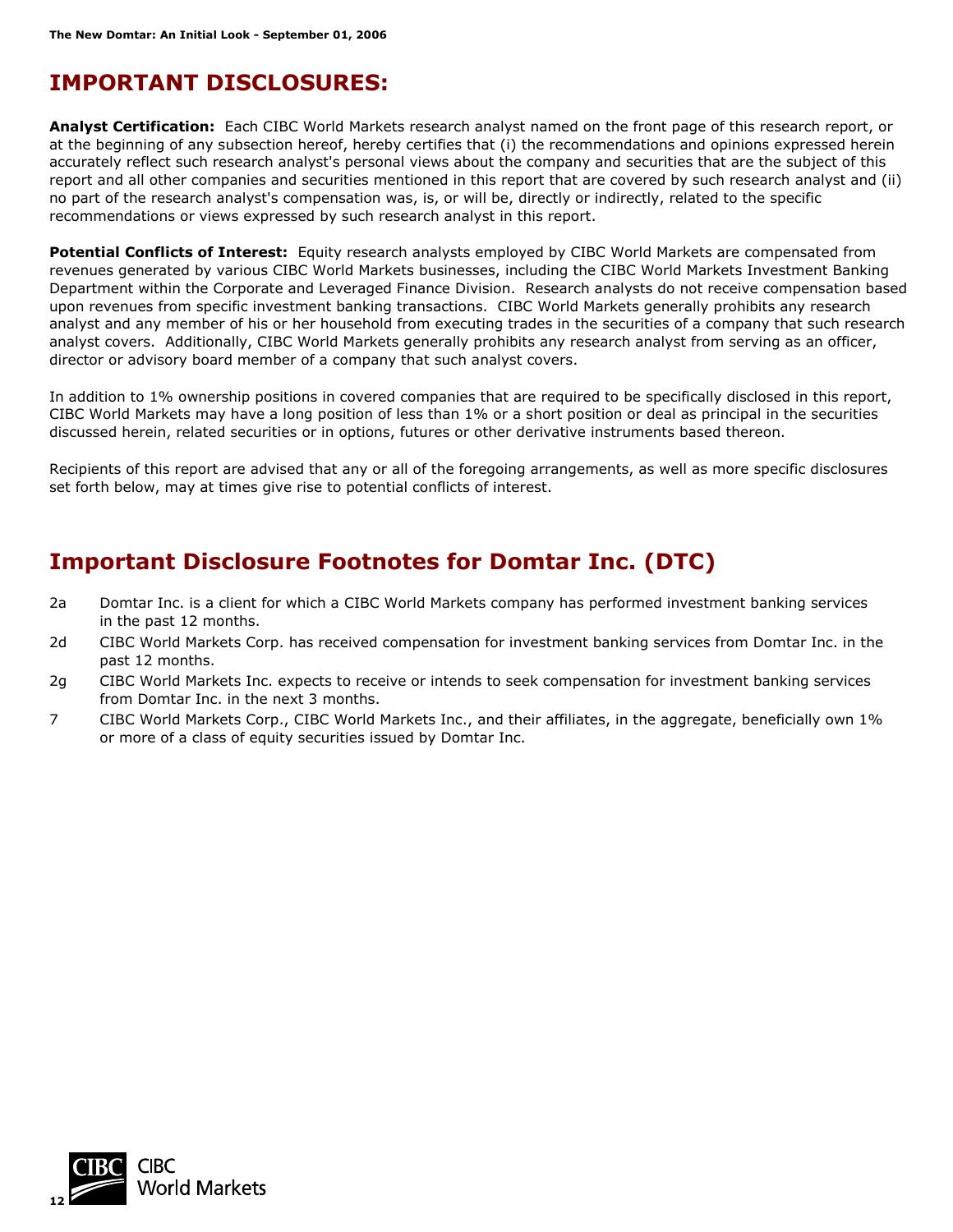# IMPORTANT DISCLOSURES:

**Analyst Certification:** Each CIBC World Markets research analyst named on the front page of this research report, or at the beginning of any subsection hereof, hereby certifies that (i) the recommendations and opinions expressed herein accurately reflect such research analyst's personal views about the company and securities that are the subject of this report and all other companies and securities mentioned in this report that are covered by such research analyst and (ii) no part of the research analyst's compensation was, is, or will be, directly or indirectly, related to the specific recommendations or views expressed by such research analyst in this report.

**Potential Conflicts of Interest:** Equity research analysts employed by CIBC World Markets are compensated from revenues generated by various CIBC World Markets businesses, including the CIBC World Markets Investment Banking Department within the Corporate and Leveraged Finance Division. Research analysts do not receive compensation based upon revenues from specific investment banking transactions. CIBC World Markets generally prohibits any research analyst and any member of his or her household from executing trades in the securities of a company that such research analyst covers. Additionally, CIBC World Markets generally prohibits any research analyst from serving as an officer, director or advisory board member of a company that such analyst covers.

In addition to 1% ownership positions in covered companies that are required to be specifically disclosed in this report, CIBC World Markets may have a long position of less than 1% or a short position or deal as principal in the securities discussed herein, related securities or in options, futures or other derivative instruments based thereon.

Recipients of this report are advised that any or all of the foregoing arrangements, as well as more specific disclosures set forth below, may at times give rise to potential conflicts of interest.

## Important Disclosure Footnotes for Domtar Inc. (DTC)

2a Domtar Inc. is a client for which a CIBC World Markets company has performed investment banking services in the past 12 months.

2d CIBC World Markets Corp. has received compensation for investment banking services from Domtar Inc. in the past 12 months.

2g CIBC World Markets Inc. expects to receive or intends to seek compensation for investment banking services from Domtar Inc. in the next 3 months.

7 CIBC World Markets Corp., CIBC World Markets Inc., and their affiliates, in the aggregate, beneficially own 1% or more of a class of equity securities issued by Domtar Inc.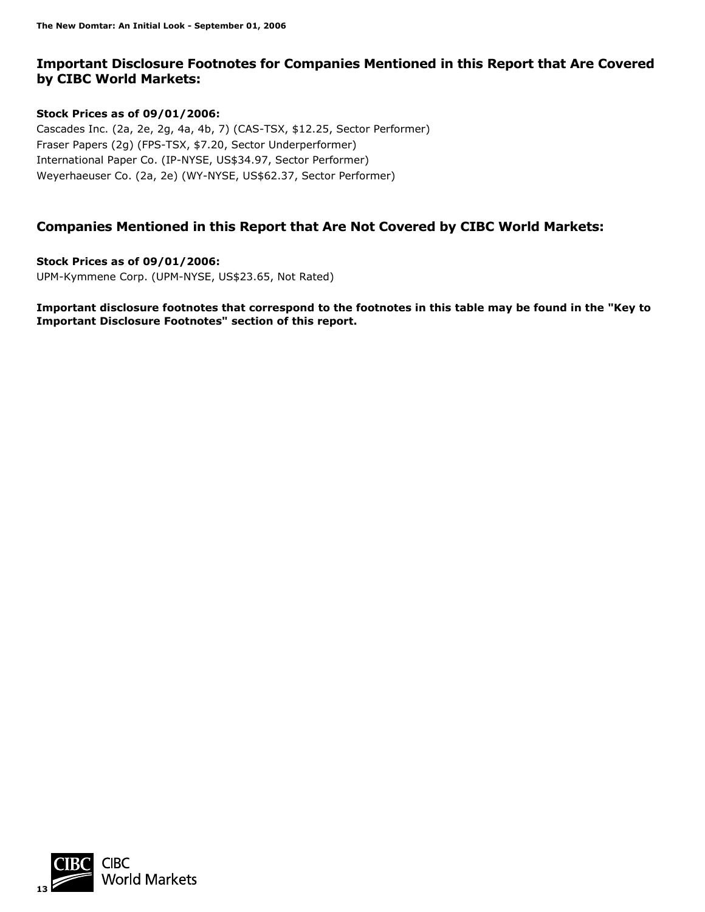## Important Disclosure Footnotes for Companies Mentioned in this Report that Are Covered by CIBC World Markets:

**Stock Prices as of 09/01/2006:**

Cascades Inc. (2a, 2e, 2g, 4a, 4b, 7) (CAS-TSX, $12.25, Sector Performer)
Fraser Papers (2g) (FPS-TSX, $7.20, Sector Underperformer)
International Paper Co. (IP-NYSE, US$34.97, Sector Performer)
Weyerhaeuser Co. (2a, 2e) (WY-NYSE, US$62.37, Sector Performer)

## Companies Mentioned in this Report that Are Not Covered by CIBC World Markets:

**Stock Prices as of 09/01/2006:**

UPM-Kymmene Corp. (UPM-NYSE, US$23.65, Not Rated)

**Important disclosure footnotes that correspond to the footnotes in this table may be found in the "Key to Important Disclosure Footnotes" section of this report.**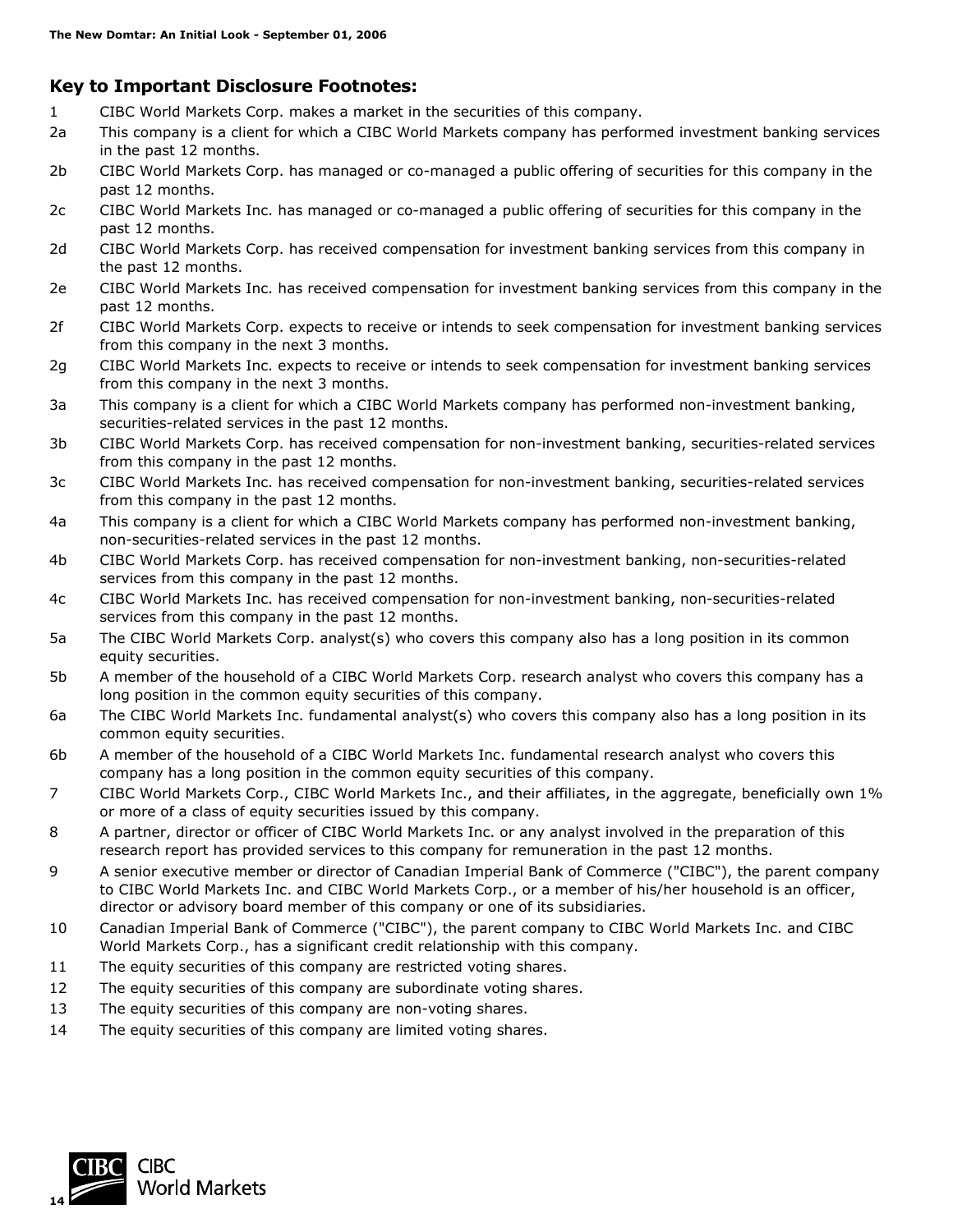## Key to Important Disclosure Footnotes:

1 CIBC World Markets Corp. makes a market in the securities of this company.

2a This company is a client for which a CIBC World Markets company has performed investment banking services in the past 12 months.

2b CIBC World Markets Corp. has managed or co-managed a public offering of securities for this company in the past 12 months.

2c CIBC World Markets Inc. has managed or co-managed a public offering of securities for this company in the past 12 months.

2d CIBC World Markets Corp. has received compensation for investment banking services from this company in the past 12 months.

2e CIBC World Markets Inc. has received compensation for investment banking services from this company in the past 12 months.

2f CIBC World Markets Corp. expects to receive or intends to seek compensation for investment banking services from this company in the next 3 months.

2g CIBC World Markets Inc. expects to receive or intends to seek compensation for investment banking services from this company in the next 3 months.

3a This company is a client for which a CIBC World Markets company has performed non-investment banking, securities-related services in the past 12 months.

3b CIBC World Markets Corp. has received compensation for non-investment banking, securities-related services from this company in the past 12 months.

3c CIBC World Markets Inc. has received compensation for non-investment banking, securities-related services from this company in the past 12 months.

4a This company is a client for which a CIBC World Markets company has performed non-investment banking, non-securities-related services in the past 12 months.

4b CIBC World Markets Corp. has received compensation for non-investment banking, non-securities-related services from this company in the past 12 months.

4c CIBC World Markets Inc. has received compensation for non-investment banking, non-securities-related services from this company in the past 12 months.

5a The CIBC World Markets Corp. analyst(s) who covers this company also has a long position in its common equity securities.

5b A member of the household of a CIBC World Markets Corp. research analyst who covers this company has a long position in the common equity securities of this company.

6a The CIBC World Markets Inc. fundamental analyst(s) who covers this company also has a long position in its common equity securities.

6b A member of the household of a CIBC World Markets Inc. fundamental research analyst who covers this company has a long position in the common equity securities of this company.

7 CIBC World Markets Corp., CIBC World Markets Inc., and their affiliates, in the aggregate, beneficially own 1% or more of a class of equity securities issued by this company.

8 A partner, director or officer of CIBC World Markets Inc. or any analyst involved in the preparation of this research report has provided services to this company for remuneration in the past 12 months.

9 A senior executive member or director of Canadian Imperial Bank of Commerce ("CIBC"), the parent company to CIBC World Markets Inc. and CIBC World Markets Corp., or a member of his/her household is an officer, director or advisory board member of this company or one of its subsidiaries.

10 Canadian Imperial Bank of Commerce ("CIBC"), the parent company to CIBC World Markets Inc. and CIBC World Markets Corp., has a significant credit relationship with this company.

11 The equity securities of this company are restricted voting shares.

12 The equity securities of this company are subordinate voting shares.

13 The equity securities of this company are non-voting shares.

14 The equity securities of this company are limited voting shares.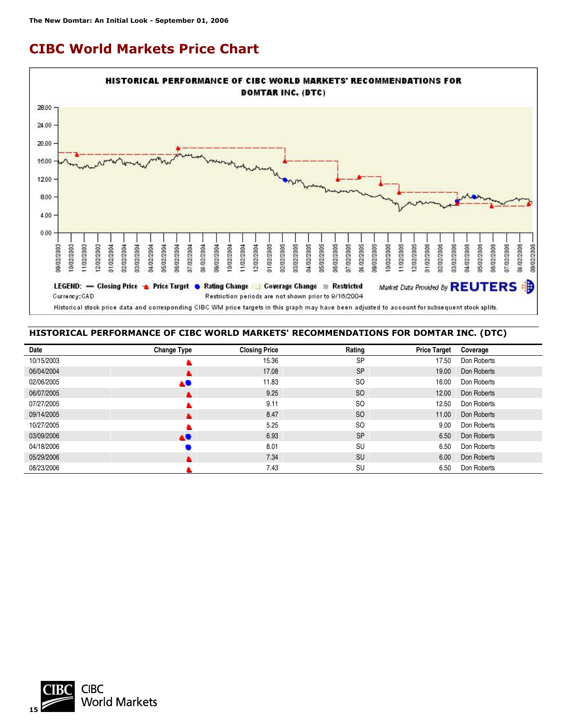# CIBC World Markets Price Chart

**HISTORICAL PERFORMANCE OF CIBC WORLD MARKETS' RECOMMENDATIONS FOR DOMTAR INC. (DTC)**

LEGEND: — Closing Price ▲ Price Target ● Rating Change ▯ Coverage Change ■ Restricted

Market Data Provided By REUTERS

Currency:CAD

Restriction periods are not shown prior to 9/16/2004

Historical stock price data and corresponding CIBC WM price targets in this graph may have been adjusted to account for subsequent stock splits.

## HISTORICAL PERFORMANCE OF CIBC WORLD MARKETS' RECOMMENDATIONS FOR DOMTAR INC. (DTC)

| Date | Change Type | Closing Price | Rating | Price Target | Coverage |
|---|---|---|---|---|---|
| 10/15/2003 | ▲ | 15.36 | SP | 17.50 | Don Roberts |
| 06/04/2004 | ▲ | 17.08 | SP | 19.00 | Don Roberts |
| 02/06/2005 | ▲● | 11.83 | SO | 16.00 | Don Roberts |
| 06/07/2005 | ▲ | 9.25 | SO | 12.00 | Don Roberts |
| 07/27/2005 | ▲ | 9.11 | SO | 12.50 | Don Roberts |
| 09/14/2005 | ▲ | 8.47 | SO | 11.00 | Don Roberts |
| 10/27/2005 | ▲ | 5.25 | SO | 9.00 | Don Roberts |
| 03/09/2006 | ▲● | 6.93 | SP | 6.50 | Don Roberts |
| 04/18/2006 | ● | 8.01 | SU | 6.50 | Don Roberts |
| 05/29/2006 | ▲ | 7.34 | SU | 6.00 | Don Roberts |
| 08/23/2006 | ▲ | 7.43 | SU | 6.50 | Don Roberts |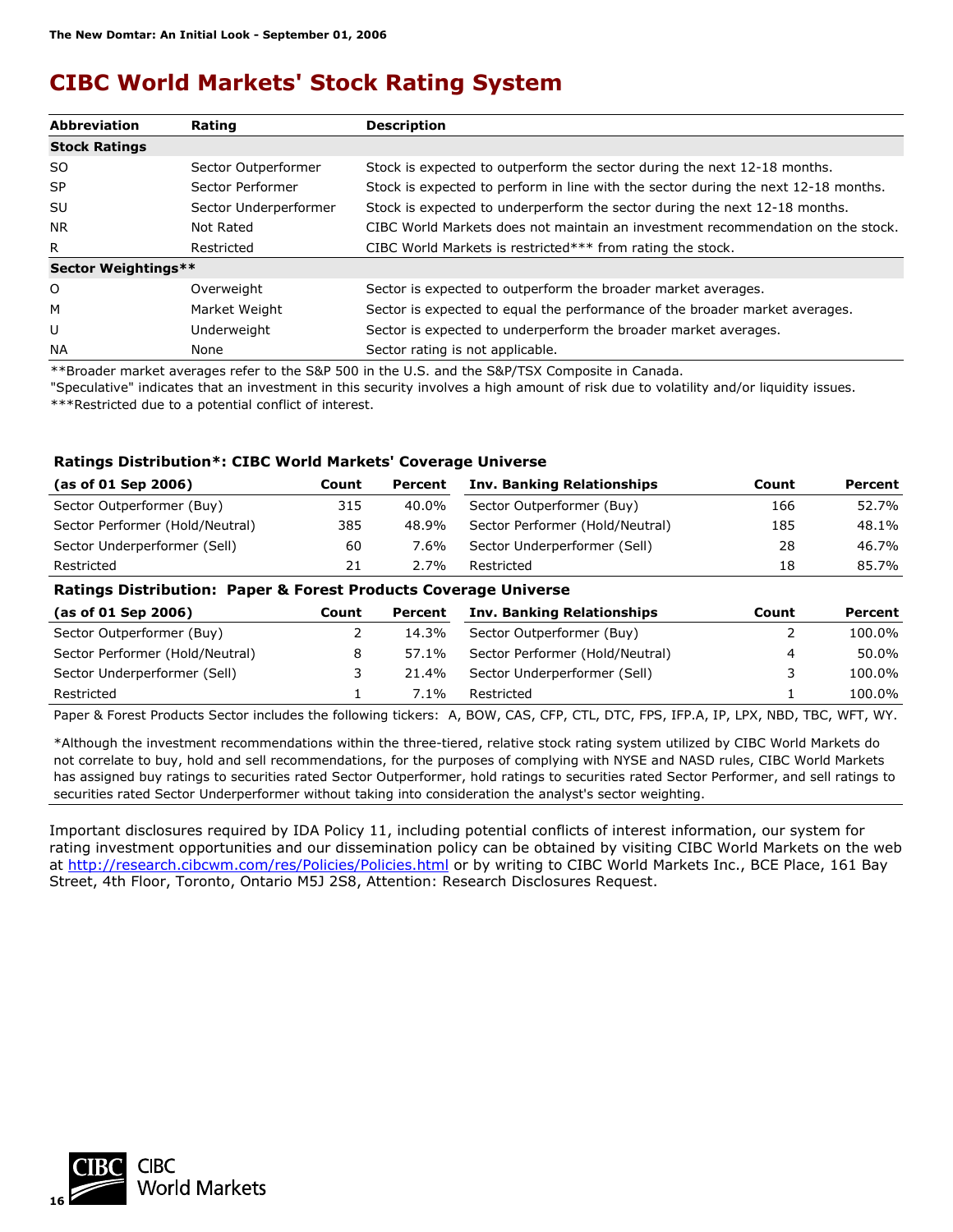# CIBC World Markets' Stock Rating System

| Abbreviation | Rating | Description |
|---|---|---|
| **Stock Ratings** | | |
| SO | Sector Outperformer | Stock is expected to outperform the sector during the next 12-18 months. |
| SP | Sector Performer | Stock is expected to perform in line with the sector during the next 12-18 months. |
| SU | Sector Underperformer | Stock is expected to underperform the sector during the next 12-18 months. |
| NR | Not Rated | CIBC World Markets does not maintain an investment recommendation on the stock. |
| R | Restricted | CIBC World Markets is restricted*** from rating the stock. |
| **Sector Weightings**** | | |
| O | Overweight | Sector is expected to outperform the broader market averages. |
| M | Market Weight | Sector is expected to equal the performance of the broader market averages. |
| U | Underweight | Sector is expected to underperform the broader market averages. |
| NA | None | Sector rating is not applicable. |

**Broader market averages refer to the S&P 500 in the U.S. and the S&P/TSX Composite in Canada.

"Speculative" indicates that an investment in this security involves a high amount of risk due to volatility and/or liquidity issues.

***Restricted due to a potential conflict of interest.

### Ratings Distribution*: CIBC World Markets' Coverage Universe

| (as of 01 Sep 2006) | Count | Percent | Inv. Banking Relationships | Count | Percent |
|---|---|---|---|---|---|
| Sector Outperformer (Buy) | 315 | 40.0% | Sector Outperformer (Buy) | 166 | 52.7% |
| Sector Performer (Hold/Neutral) | 385 | 48.9% | Sector Performer (Hold/Neutral) | 185 | 48.1% |
| Sector Underperformer (Sell) | 60 | 7.6% | Sector Underperformer (Sell) | 28 | 46.7% |
| Restricted | 21 | 2.7% | Restricted | 18 | 85.7% |

### Ratings Distribution: Paper & Forest Products Coverage Universe

| (as of 01 Sep 2006) | Count | Percent | Inv. Banking Relationships | Count | Percent |
|---|---|---|---|---|---|
| Sector Outperformer (Buy) | 2 | 14.3% | Sector Outperformer (Buy) | 2 | 100.0% |
| Sector Performer (Hold/Neutral) | 8 | 57.1% | Sector Performer (Hold/Neutral) | 4 | 50.0% |
| Sector Underperformer (Sell) | 3 | 21.4% | Sector Underperformer (Sell) | 3 | 100.0% |
| Restricted | 1 | 7.1% | Restricted | 1 | 100.0% |

Paper & Forest Products Sector includes the following tickers: A, BOW, CAS, CFP, CTL, DTC, FPS, IFP.A, IP, LPX, NBD, TBC, WFT, WY.

*Although the investment recommendations within the three-tiered, relative stock rating system utilized by CIBC World Markets do not correlate to buy, hold and sell recommendations, for the purposes of complying with NYSE and NASD rules, CIBC World Markets has assigned buy ratings to securities rated Sector Outperformer, hold ratings to securities rated Sector Performer, and sell ratings to securities rated Sector Underperformer without taking into consideration the analyst's sector weighting.

Important disclosures required by IDA Policy 11, including potential conflicts of interest information, our system for rating investment opportunities and our dissemination policy can be obtained by visiting CIBC World Markets on the web at http://research.cibcwm.com/res/Policies/Policies.html or by writing to CIBC World Markets Inc., BCE Place, 161 Bay Street, 4th Floor, Toronto, Ontario M5J 2S8, Attention: Research Disclosures Request.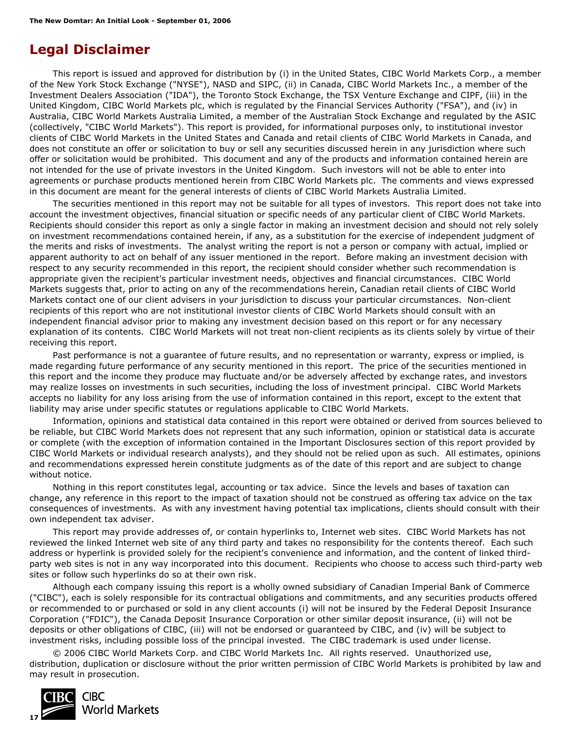# Legal Disclaimer

This report is issued and approved for distribution by (i) in the United States, CIBC World Markets Corp., a member of the New York Stock Exchange ("NYSE"), NASD and SIPC, (ii) in Canada, CIBC World Markets Inc., a member of the Investment Dealers Association ("IDA"), the Toronto Stock Exchange, the TSX Venture Exchange and CIPF, (iii) in the United Kingdom, CIBC World Markets plc, which is regulated by the Financial Services Authority ("FSA"), and (iv) in Australia, CIBC World Markets Australia Limited, a member of the Australian Stock Exchange and regulated by the ASIC (collectively, "CIBC World Markets"). This report is provided, for informational purposes only, to institutional investor clients of CIBC World Markets in the United States and Canada and retail clients of CIBC World Markets in Canada, and does not constitute an offer or solicitation to buy or sell any securities discussed herein in any jurisdiction where such offer or solicitation would be prohibited. This document and any of the products and information contained herein are not intended for the use of private investors in the United Kingdom. Such investors will not be able to enter into agreements or purchase products mentioned herein from CIBC World Markets plc. The comments and views expressed in this document are meant for the general interests of clients of CIBC World Markets Australia Limited.

The securities mentioned in this report may not be suitable for all types of investors. This report does not take into account the investment objectives, financial situation or specific needs of any particular client of CIBC World Markets. Recipients should consider this report as only a single factor in making an investment decision and should not rely solely on investment recommendations contained herein, if any, as a substitution for the exercise of independent judgment of the merits and risks of investments. The analyst writing the report is not a person or company with actual, implied or apparent authority to act on behalf of any issuer mentioned in the report. Before making an investment decision with respect to any security recommended in this report, the recipient should consider whether such recommendation is appropriate given the recipient's particular investment needs, objectives and financial circumstances. CIBC World Markets suggests that, prior to acting on any of the recommendations herein, Canadian retail clients of CIBC World Markets contact one of our client advisers in your jurisdiction to discuss your particular circumstances. Non-client recipients of this report who are not institutional investor clients of CIBC World Markets should consult with an independent financial advisor prior to making any investment decision based on this report or for any necessary explanation of its contents. CIBC World Markets will not treat non-client recipients as its clients solely by virtue of their receiving this report.

Past performance is not a guarantee of future results, and no representation or warranty, express or implied, is made regarding future performance of any security mentioned in this report. The price of the securities mentioned in this report and the income they produce may fluctuate and/or be adversely affected by exchange rates, and investors may realize losses on investments in such securities, including the loss of investment principal. CIBC World Markets accepts no liability for any loss arising from the use of information contained in this report, except to the extent that liability may arise under specific statutes or regulations applicable to CIBC World Markets.

Information, opinions and statistical data contained in this report were obtained or derived from sources believed to be reliable, but CIBC World Markets does not represent that any such information, opinion or statistical data is accurate or complete (with the exception of information contained in the Important Disclosures section of this report provided by CIBC World Markets or individual research analysts), and they should not be relied upon as such. All estimates, opinions and recommendations expressed herein constitute judgments as of the date of this report and are subject to change without notice.

Nothing in this report constitutes legal, accounting or tax advice. Since the levels and bases of taxation can change, any reference in this report to the impact of taxation should not be construed as offering tax advice on the tax consequences of investments. As with any investment having potential tax implications, clients should consult with their own independent tax adviser.

This report may provide addresses of, or contain hyperlinks to, Internet web sites. CIBC World Markets has not reviewed the linked Internet web site of any third party and takes no responsibility for the contents thereof. Each such address or hyperlink is provided solely for the recipient's convenience and information, and the content of linked third-party web sites is not in any way incorporated into this document. Recipients who choose to access such third-party web sites or follow such hyperlinks do so at their own risk.

Although each company issuing this report is a wholly owned subsidiary of Canadian Imperial Bank of Commerce ("CIBC"), each is solely responsible for its contractual obligations and commitments, and any securities products offered or recommended to or purchased or sold in any client accounts (i) will not be insured by the Federal Deposit Insurance Corporation ("FDIC"), the Canada Deposit Insurance Corporation or other similar deposit insurance, (ii) will not be deposits or other obligations of CIBC, (iii) will not be endorsed or guaranteed by CIBC, and (iv) will be subject to investment risks, including possible loss of the principal invested. The CIBC trademark is used under license.

© 2006 CIBC World Markets Corp. and CIBC World Markets Inc. All rights reserved. Unauthorized use, distribution, duplication or disclosure without the prior written permission of CIBC World Markets is prohibited by law and may result in prosecution.